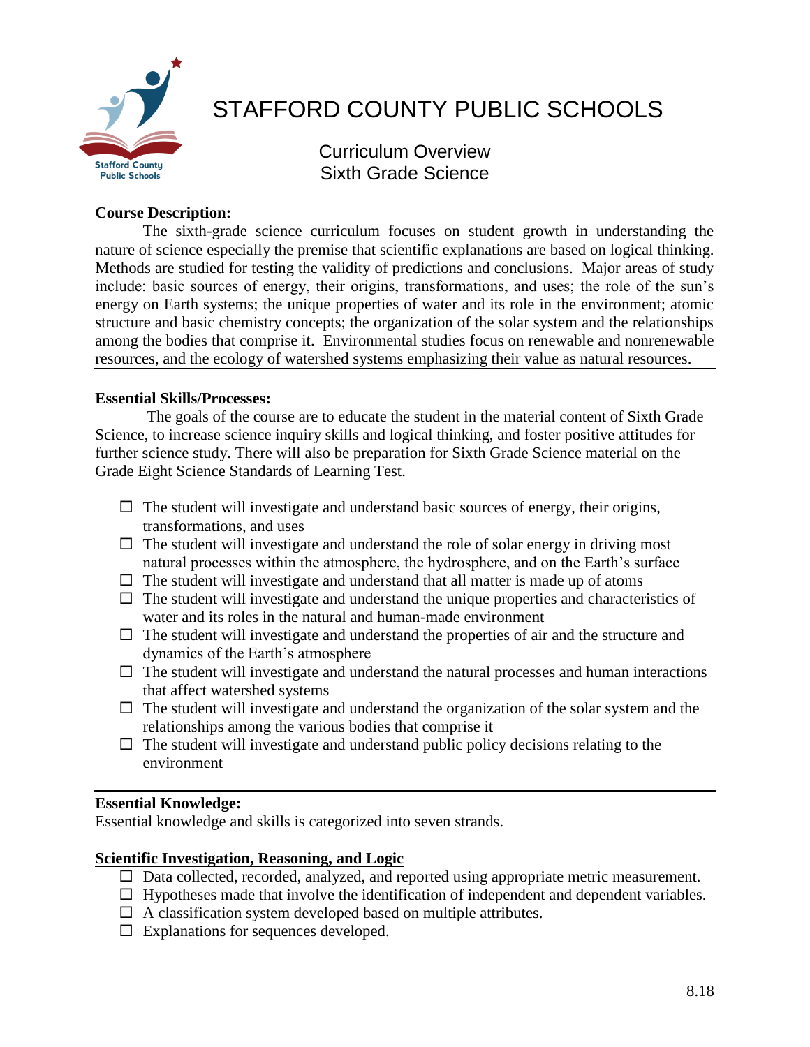# STAFFORD COUNTY PUBLIC SCHOOLS

## Curriculum Overview
## Sixth Grade Science

**Course Description:**

The sixth-grade science curriculum focuses on student growth in understanding the nature of science especially the premise that scientific explanations are based on logical thinking. Methods are studied for testing the validity of predictions and conclusions. Major areas of study include: basic sources of energy, their origins, transformations, and uses; the role of the sun's energy on Earth systems; the unique properties of water and its role in the environment; atomic structure and basic chemistry concepts; the organization of the solar system and the relationships among the bodies that comprise it. Environmental studies focus on renewable and nonrenewable resources, and the ecology of watershed systems emphasizing their value as natural resources.

**Essential Skills/Processes:**

The goals of the course are to educate the student in the material content of Sixth Grade Science, to increase science inquiry skills and logical thinking, and foster positive attitudes for further science study. There will also be preparation for Sixth Grade Science material on the Grade Eight Science Standards of Learning Test.

- ☐ The student will investigate and understand basic sources of energy, their origins, transformations, and uses
- ☐ The student will investigate and understand the role of solar energy in driving most natural processes within the atmosphere, the hydrosphere, and on the Earth's surface
- ☐ The student will investigate and understand that all matter is made up of atoms
- ☐ The student will investigate and understand the unique properties and characteristics of water and its roles in the natural and human-made environment
- ☐ The student will investigate and understand the properties of air and the structure and dynamics of the Earth's atmosphere
- ☐ The student will investigate and understand the natural processes and human interactions that affect watershed systems
- ☐ The student will investigate and understand the organization of the solar system and the relationships among the various bodies that comprise it
- ☐ The student will investigate and understand public policy decisions relating to the environment

**Essential Knowledge:**

Essential knowledge and skills is categorized into seven strands.

**Scientific Investigation, Reasoning, and Logic**

- ☐ Data collected, recorded, analyzed, and reported using appropriate metric measurement.
- ☐ Hypotheses made that involve the identification of independent and dependent variables.
- ☐ A classification system developed based on multiple attributes.
- ☐ Explanations for sequences developed.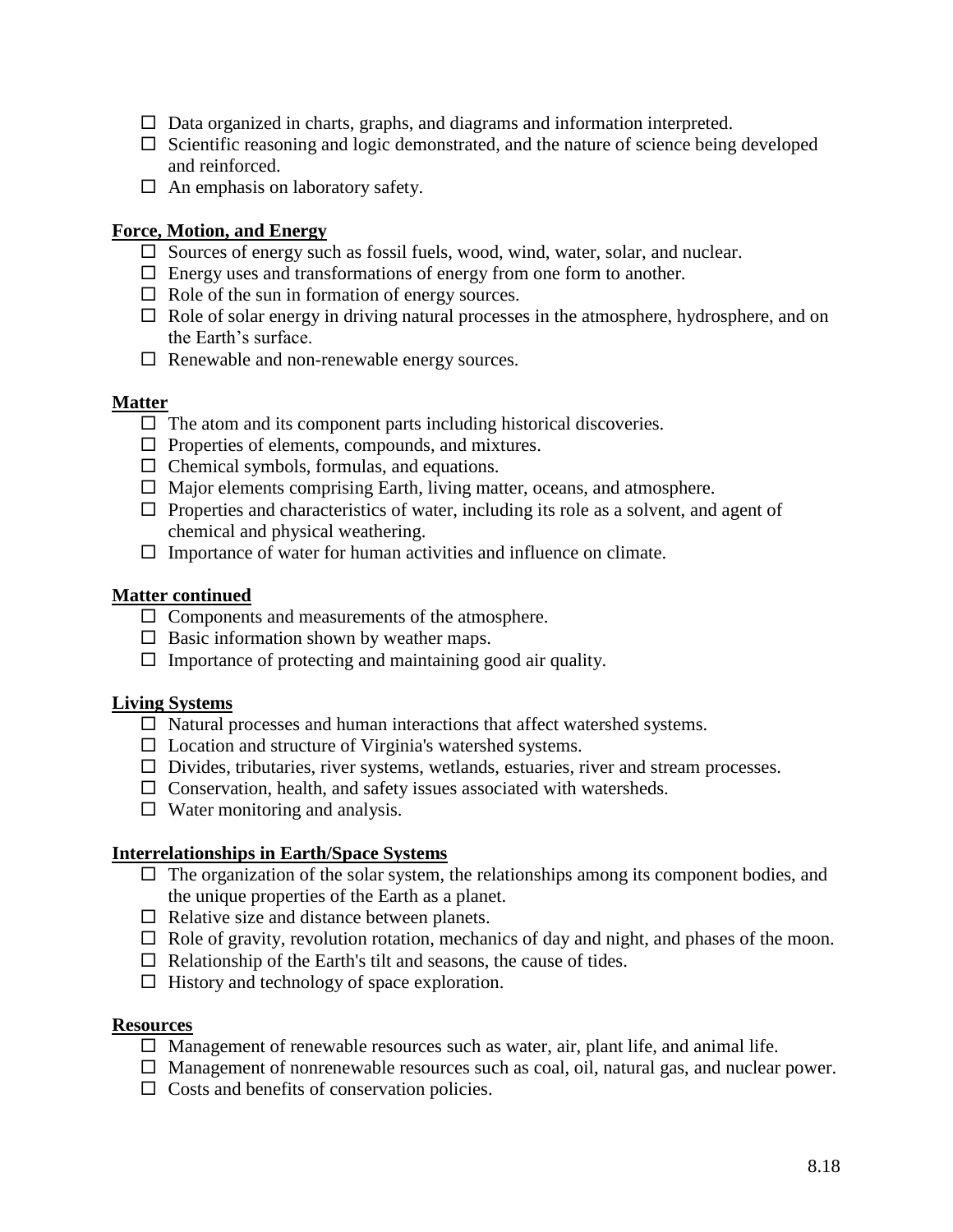- ☐ Data organized in charts, graphs, and diagrams and information interpreted.
- ☐ Scientific reasoning and logic demonstrated, and the nature of science being developed and reinforced.
- ☐ An emphasis on laboratory safety.

**Force, Motion, and Energy**

- ☐ Sources of energy such as fossil fuels, wood, wind, water, solar, and nuclear.
- ☐ Energy uses and transformations of energy from one form to another.
- ☐ Role of the sun in formation of energy sources.
- ☐ Role of solar energy in driving natural processes in the atmosphere, hydrosphere, and on the Earth's surface.
- ☐ Renewable and non-renewable energy sources.

**Matter**

- ☐ The atom and its component parts including historical discoveries.
- ☐ Properties of elements, compounds, and mixtures.
- ☐ Chemical symbols, formulas, and equations.
- ☐ Major elements comprising Earth, living matter, oceans, and atmosphere.
- ☐ Properties and characteristics of water, including its role as a solvent, and agent of chemical and physical weathering.
- ☐ Importance of water for human activities and influence on climate.

**Matter continued**

- ☐ Components and measurements of the atmosphere.
- ☐ Basic information shown by weather maps.
- ☐ Importance of protecting and maintaining good air quality.

**Living Systems**

- ☐ Natural processes and human interactions that affect watershed systems.
- ☐ Location and structure of Virginia's watershed systems.
- ☐ Divides, tributaries, river systems, wetlands, estuaries, river and stream processes.
- ☐ Conservation, health, and safety issues associated with watersheds.
- ☐ Water monitoring and analysis.

**Interrelationships in Earth/Space Systems**

- ☐ The organization of the solar system, the relationships among its component bodies, and the unique properties of the Earth as a planet.
- ☐ Relative size and distance between planets.
- ☐ Role of gravity, revolution rotation, mechanics of day and night, and phases of the moon.
- ☐ Relationship of the Earth's tilt and seasons, the cause of tides.
- ☐ History and technology of space exploration.

**Resources**

- ☐ Management of renewable resources such as water, air, plant life, and animal life.
- ☐ Management of nonrenewable resources such as coal, oil, natural gas, and nuclear power.
- ☐ Costs and benefits of conservation policies.

8.18